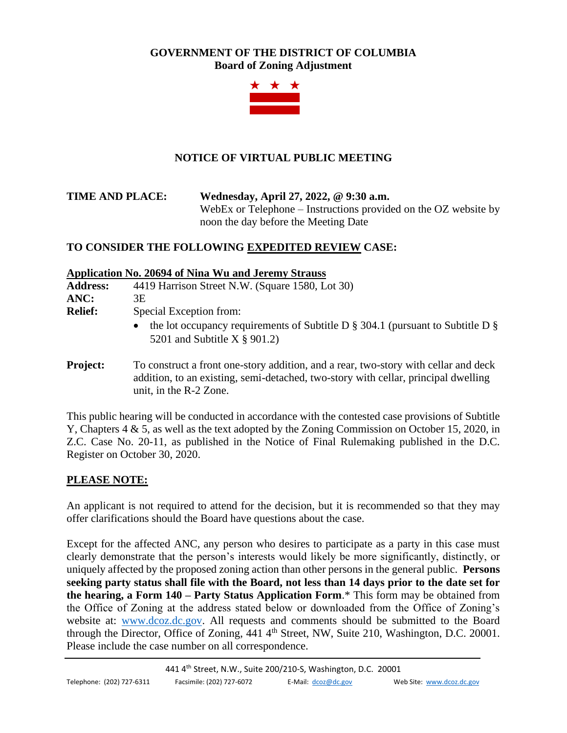**GOVERNMENT OF THE DISTRICT OF COLUMBIA**
**Board of Zoning Adjustment**

## NOTICE OF VIRTUAL PUBLIC MEETING

**TIME AND PLACE:** **Wednesday, April 27, 2022, @ 9:30 a.m.**
WebEx or Telephone – Instructions provided on the OZ website by noon the day before the Meeting Date

### TO CONSIDER THE FOLLOWING EXPEDITED REVIEW CASE:

**Application No. 20694 of Nina Wu and Jeremy Strauss**

**Address:** 4419 Harrison Street N.W. (Square 1580, Lot 30)

**ANC:** 3E

**Relief:** Special Exception from:

- the lot occupancy requirements of Subtitle D § 304.1 (pursuant to Subtitle D § 5201 and Subtitle X § 901.2)

**Project:** To construct a front one-story addition, and a rear, two-story with cellar and deck addition, to an existing, semi-detached, two-story with cellar, principal dwelling unit, in the R-2 Zone.

This public hearing will be conducted in accordance with the contested case provisions of Subtitle Y, Chapters 4 & 5, as well as the text adopted by the Zoning Commission on October 15, 2020, in Z.C. Case No. 20-11, as published in the Notice of Final Rulemaking published in the D.C. Register on October 30, 2020.

**PLEASE NOTE:**

An applicant is not required to attend for the decision, but it is recommended so that they may offer clarifications should the Board have questions about the case.

Except for the affected ANC, any person who desires to participate as a party in this case must clearly demonstrate that the person's interests would likely be more significantly, distinctly, or uniquely affected by the proposed zoning action than other persons in the general public. **Persons seeking party status shall file with the Board, not less than 14 days prior to the date set for the hearing, a Form 140 – Party Status Application Form**.* This form may be obtained from the Office of Zoning at the address stated below or downloaded from the Office of Zoning's website at: www.dcoz.dc.gov. All requests and comments should be submitted to the Board through the Director, Office of Zoning, 441 4th Street, NW, Suite 210, Washington, D.C. 20001. Please include the case number on all correspondence.

441 4th Street, N.W., Suite 200/210-S, Washington, D.C. 20001
Telephone: (202) 727-6311 Facsimile: (202) 727-6072 E-Mail: dcoz@dc.gov Web Site: www.dcoz.dc.gov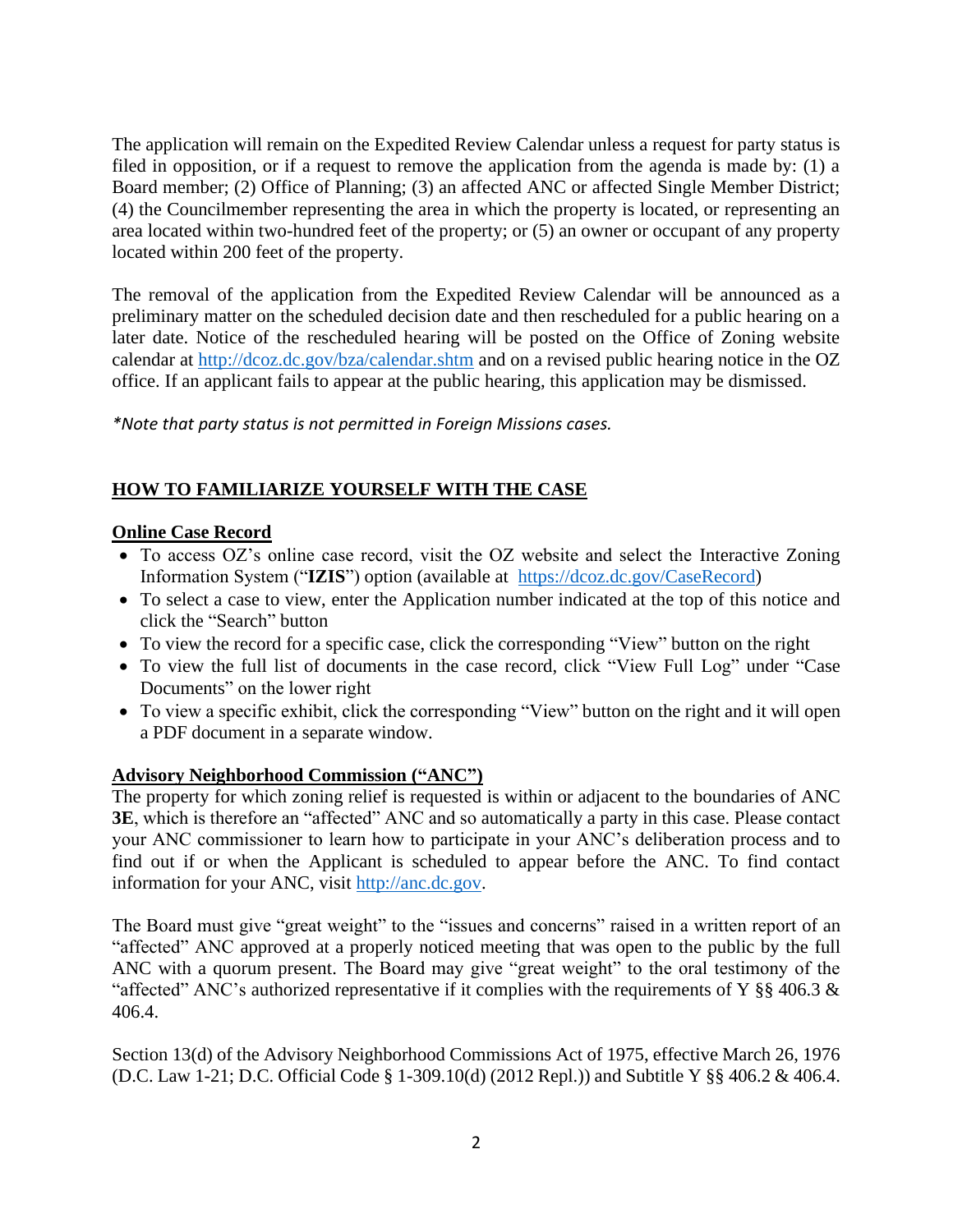The application will remain on the Expedited Review Calendar unless a request for party status is filed in opposition, or if a request to remove the application from the agenda is made by: (1) a Board member; (2) Office of Planning; (3) an affected ANC or affected Single Member District; (4) the Councilmember representing the area in which the property is located, or representing an area located within two-hundred feet of the property; or (5) an owner or occupant of any property located within 200 feet of the property.

The removal of the application from the Expedited Review Calendar will be announced as a preliminary matter on the scheduled decision date and then rescheduled for a public hearing on a later date. Notice of the rescheduled hearing will be posted on the Office of Zoning website calendar at [http://dcoz.dc.gov/bza/calendar.shtm](http://dcoz.dc.gov/bza/calendar.shtm) and on a revised public hearing notice in the OZ office. If an applicant fails to appear at the public hearing, this application may be dismissed.

*\*Note that party status is not permitted in Foreign Missions cases.*

## HOW TO FAMILIARIZE YOURSELF WITH THE CASE

### Online Case Record

- To access OZ's online case record, visit the OZ website and select the Interactive Zoning Information System ("**IZIS**") option (available at [https://dcoz.dc.gov/CaseRecord](https://dcoz.dc.gov/CaseRecord))
- To select a case to view, enter the Application number indicated at the top of this notice and click the "Search" button
- To view the record for a specific case, click the corresponding "View" button on the right
- To view the full list of documents in the case record, click "View Full Log" under "Case Documents" on the lower right
- To view a specific exhibit, click the corresponding "View" button on the right and it will open a PDF document in a separate window.

### Advisory Neighborhood Commission ("ANC")

The property for which zoning relief is requested is within or adjacent to the boundaries of ANC **3E**, which is therefore an "affected" ANC and so automatically a party in this case. Please contact your ANC commissioner to learn how to participate in your ANC's deliberation process and to find out if or when the Applicant is scheduled to appear before the ANC. To find contact information for your ANC, visit [http://anc.dc.gov](http://anc.dc.gov).

The Board must give "great weight" to the "issues and concerns" raised in a written report of an "affected" ANC approved at a properly noticed meeting that was open to the public by the full ANC with a quorum present. The Board may give "great weight" to the oral testimony of the "affected" ANC's authorized representative if it complies with the requirements of Y §§ 406.3 & 406.4.

Section 13(d) of the Advisory Neighborhood Commissions Act of 1975, effective March 26, 1976 (D.C. Law 1-21; D.C. Official Code § 1-309.10(d) (2012 Repl.)) and Subtitle Y §§ 406.2 & 406.4.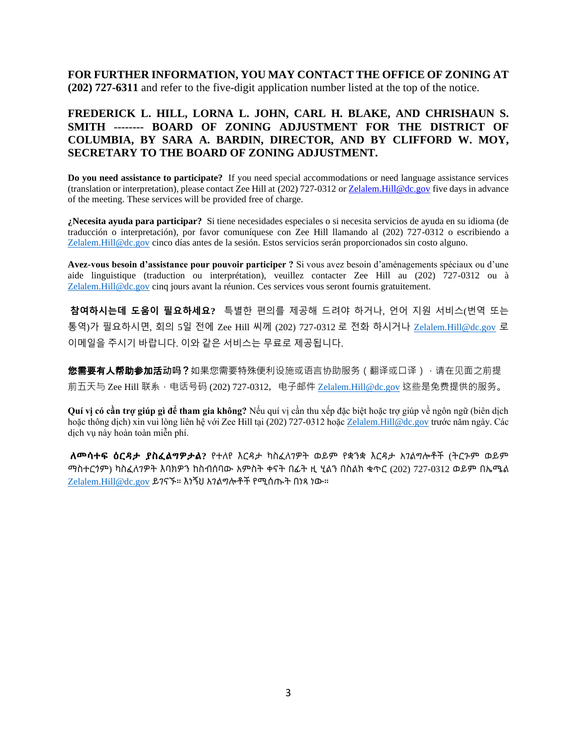**FOR FURTHER INFORMATION, YOU MAY CONTACT THE OFFICE OF ZONING AT (202) 727-6311** and refer to the five-digit application number listed at the top of the notice.

**FREDERICK L. HILL, LORNA L. JOHN, CARL H. BLAKE, AND CHRISHAUN S. SMITH -------- BOARD OF ZONING ADJUSTMENT FOR THE DISTRICT OF COLUMBIA, BY SARA A. BARDIN, DIRECTOR, AND BY CLIFFORD W. MOY, SECRETARY TO THE BOARD OF ZONING ADJUSTMENT.**

**Do you need assistance to participate?** If you need special accommodations or need language assistance services (translation or interpretation), please contact Zee Hill at (202) 727-0312 or Zelalem.Hill@dc.gov five days in advance of the meeting. These services will be provided free of charge.

**¿Necesita ayuda para participar?** Si tiene necesidades especiales o si necesita servicios de ayuda en su idioma (de traducción o interpretación), por favor comuníquese con Zee Hill llamando al (202) 727-0312 o escribiendo a Zelalem.Hill@dc.gov cinco días antes de la sesión. Estos servicios serán proporcionados sin costo alguno.

**Avez-vous besoin d'assistance pour pouvoir participer ?** Si vous avez besoin d'aménagements spéciaux ou d'une aide linguistique (traduction ou interprétation), veuillez contacter Zee Hill au (202) 727-0312 ou à Zelalem.Hill@dc.gov cinq jours avant la réunion. Ces services vous seront fournis gratuitement.

**참여하시는데 도움이 필요하세요?** 특별한 편의를 제공해 드려야 하거나, 언어 지원 서비스(번역 또는 통역)가 필요하시면, 회의 5일 전에 Zee Hill 씨께 (202) 727-0312 로 전화 하시거나 Zelalem.Hill@dc.gov 로 이메일을 주시기 바랍니다. 이와 같은 서비스는 무료로 제공됩니다.

**您需要有人帮助参加活动吗？**如果您需要特殊便利设施或语言协助服务（翻译或口译），请在见面之前提前五天与 Zee Hill 联系，电话号码 (202) 727-0312, 电子邮件 Zelalem.Hill@dc.gov 这些是免费提供的服务。

**Quí vị có cần trợ giúp gì để tham gia không?** Nếu quí vị cần thu xếp đặc biệt hoặc trợ giúp về ngôn ngữ (biên dịch hoặc thông dịch) xin vui lòng liên hệ với Zee Hill tại (202) 727-0312 hoặc Zelalem.Hill@dc.gov trước năm ngày. Các dịch vụ này hoàn toàn miễn phí.

**ለመሳተፍ ዕርዳታ ያስፈልግዎታል?** የተለየ እርዳታ ካስፈለገዎት ወይም የቋንቋ እርዳታ አገልግሎቶች (ትርጉም ወይም ማስተርጎም) ካስፈለገዎት እባክዎን ከስብሰባው አምስት ቀናት በፊት ዚ ሂልን በስልክ ቁጥር (202) 727-0312 ወይም በኤሜል Zelalem.Hill@dc.gov ይገናኙ። እነኝህ አገልግሎቶች የሚሰጡት በነጻ ነው።